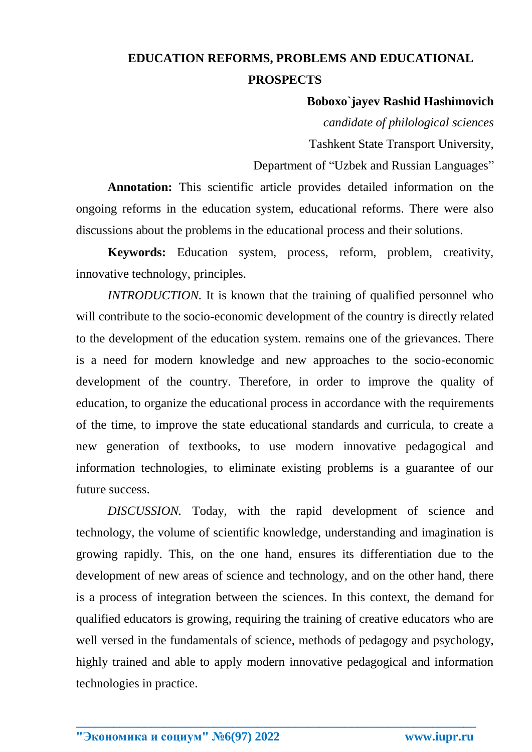# EDUCATION REFORMS, PROBLEMS AND EDUCATIONAL PROSPECTS

**Boboxo`jayev Rashid Hashimovich**

*candidate of philological sciences*

Tashkent State Transport University,

Department of “Uzbek and Russian Languages”

**Annotation:** This scientific article provides detailed information on the ongoing reforms in the education system, educational reforms. There were also discussions about the problems in the educational process and their solutions.

**Keywords:** Education system, process, reform, problem, creativity, innovative technology, principles.

*INTRODUCTION.* It is known that the training of qualified personnel who will contribute to the socio-economic development of the country is directly related to the development of the education system. remains one of the grievances. There is a need for modern knowledge and new approaches to the socio-economic development of the country. Therefore, in order to improve the quality of education, to organize the educational process in accordance with the requirements of the time, to improve the state educational standards and curricula, to create a new generation of textbooks, to use modern innovative pedagogical and information technologies, to eliminate existing problems is a guarantee of our future success.

*DISCUSSION.* Today, with the rapid development of science and technology, the volume of scientific knowledge, understanding and imagination is growing rapidly. This, on the one hand, ensures its differentiation due to the development of new areas of science and technology, and on the other hand, there is a process of integration between the sciences. In this context, the demand for qualified educators is growing, requiring the training of creative educators who are well versed in the fundamentals of science, methods of pedagogy and psychology, highly trained and able to apply modern innovative pedagogical and information technologies in practice.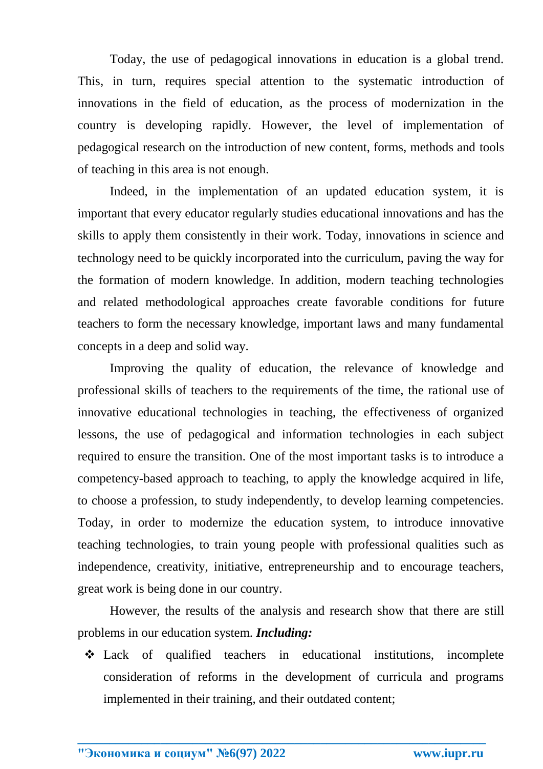Today, the use of pedagogical innovations in education is a global trend. This, in turn, requires special attention to the systematic introduction of innovations in the field of education, as the process of modernization in the country is developing rapidly. However, the level of implementation of pedagogical research on the introduction of new content, forms, methods and tools of teaching in this area is not enough.

Indeed, in the implementation of an updated education system, it is important that every educator regularly studies educational innovations and has the skills to apply them consistently in their work. Today, innovations in science and technology need to be quickly incorporated into the curriculum, paving the way for the formation of modern knowledge. In addition, modern teaching technologies and related methodological approaches create favorable conditions for future teachers to form the necessary knowledge, important laws and many fundamental concepts in a deep and solid way.

Improving the quality of education, the relevance of knowledge and professional skills of teachers to the requirements of the time, the rational use of innovative educational technologies in teaching, the effectiveness of organized lessons, the use of pedagogical and information technologies in each subject required to ensure the transition. One of the most important tasks is to introduce a competency-based approach to teaching, to apply the knowledge acquired in life, to choose a profession, to study independently, to develop learning competencies. Today, in order to modernize the education system, to introduce innovative teaching technologies, to train young people with professional qualities such as independence, creativity, initiative, entrepreneurship and to encourage teachers, great work is being done in our country.

However, the results of the analysis and research show that there are still problems in our education system. ***Including:***

- Lack of qualified teachers in educational institutions, incomplete consideration of reforms in the development of curricula and programs implemented in their training, and their outdated content;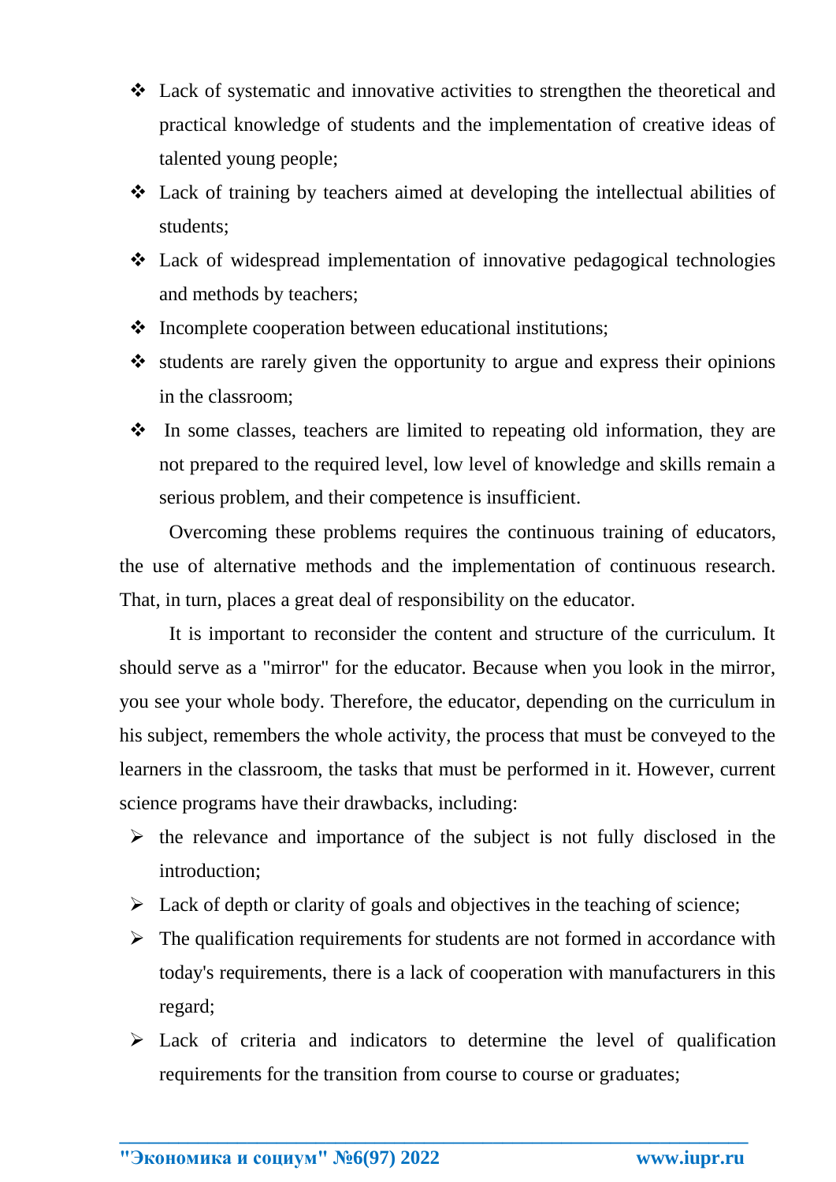- Lack of systematic and innovative activities to strengthen the theoretical and practical knowledge of students and the implementation of creative ideas of talented young people;
- Lack of training by teachers aimed at developing the intellectual abilities of students;
- Lack of widespread implementation of innovative pedagogical technologies and methods by teachers;
- Incomplete cooperation between educational institutions;
- students are rarely given the opportunity to argue and express their opinions in the classroom;
- In some classes, teachers are limited to repeating old information, they are not prepared to the required level, low level of knowledge and skills remain a serious problem, and their competence is insufficient.

Overcoming these problems requires the continuous training of educators, the use of alternative methods and the implementation of continuous research. That, in turn, places a great deal of responsibility on the educator.

It is important to reconsider the content and structure of the curriculum. It should serve as a "mirror" for the educator. Because when you look in the mirror, you see your whole body. Therefore, the educator, depending on the curriculum in his subject, remembers the whole activity, the process that must be conveyed to the learners in the classroom, the tasks that must be performed in it. However, current science programs have their drawbacks, including:

- the relevance and importance of the subject is not fully disclosed in the introduction;
- Lack of depth or clarity of goals and objectives in the teaching of science;
- The qualification requirements for students are not formed in accordance with today's requirements, there is a lack of cooperation with manufacturers in this regard;
- Lack of criteria and indicators to determine the level of qualification requirements for the transition from course to course or graduates;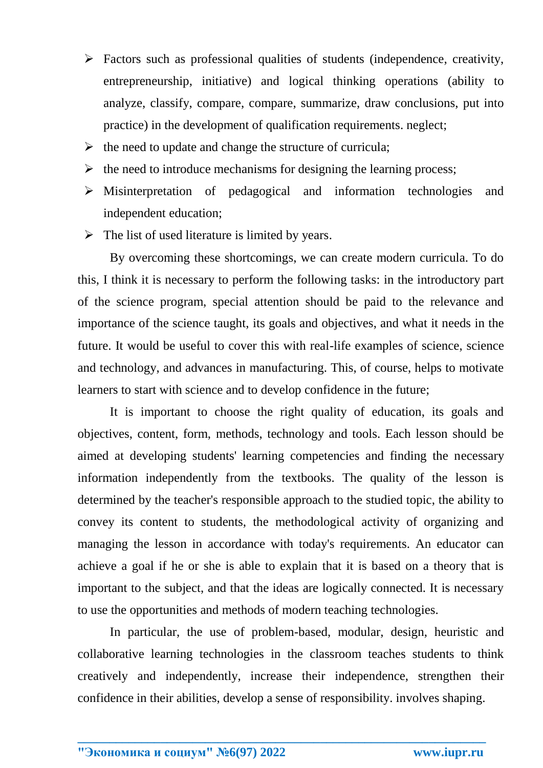- Factors such as professional qualities of students (independence, creativity, entrepreneurship, initiative) and logical thinking operations (ability to analyze, classify, compare, compare, summarize, draw conclusions, put into practice) in the development of qualification requirements. neglect;
- the need to update and change the structure of curricula;
- the need to introduce mechanisms for designing the learning process;
- Misinterpretation of pedagogical and information technologies and independent education;
- The list of used literature is limited by years.

By overcoming these shortcomings, we can create modern curricula. To do this, I think it is necessary to perform the following tasks: in the introductory part of the science program, special attention should be paid to the relevance and importance of the science taught, its goals and objectives, and what it needs in the future. It would be useful to cover this with real-life examples of science, science and technology, and advances in manufacturing. This, of course, helps to motivate learners to start with science and to develop confidence in the future;

It is important to choose the right quality of education, its goals and objectives, content, form, methods, technology and tools. Each lesson should be aimed at developing students' learning competencies and finding the necessary information independently from the textbooks. The quality of the lesson is determined by the teacher's responsible approach to the studied topic, the ability to convey its content to students, the methodological activity of organizing and managing the lesson in accordance with today's requirements. An educator can achieve a goal if he or she is able to explain that it is based on a theory that is important to the subject, and that the ideas are logically connected. It is necessary to use the opportunities and methods of modern teaching technologies.

In particular, the use of problem-based, modular, design, heuristic and collaborative learning technologies in the classroom teaches students to think creatively and independently, increase their independence, strengthen their confidence in their abilities, develop a sense of responsibility. involves shaping.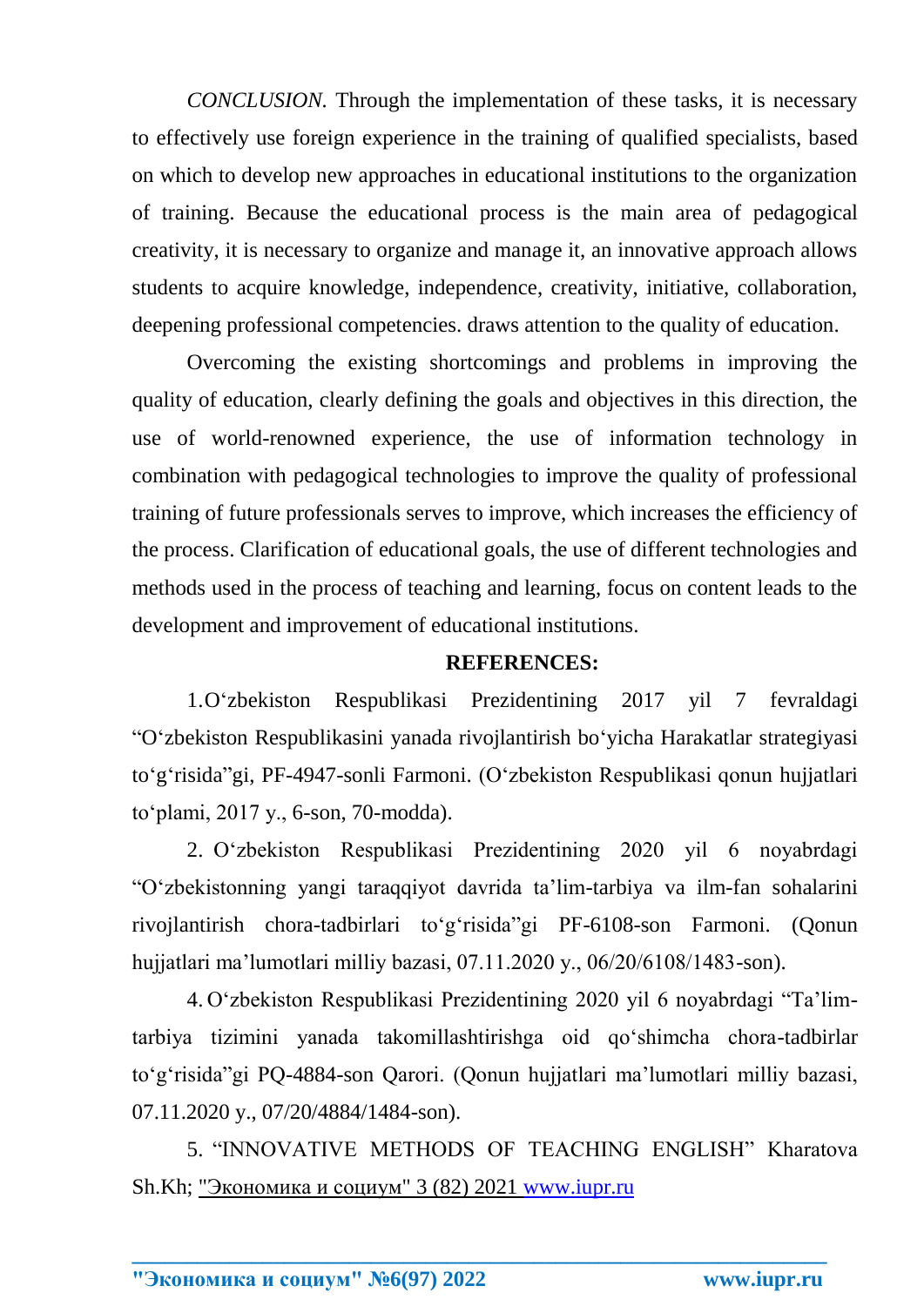*CONCLUSION.* Through the implementation of these tasks, it is necessary to effectively use foreign experience in the training of qualified specialists, based on which to develop new approaches in educational institutions to the organization of training. Because the educational process is the main area of pedagogical creativity, it is necessary to organize and manage it, an innovative approach allows students to acquire knowledge, independence, creativity, initiative, collaboration, deepening professional competencies. draws attention to the quality of education.

Overcoming the existing shortcomings and problems in improving the quality of education, clearly defining the goals and objectives in this direction, the use of world-renowned experience, the use of information technology in combination with pedagogical technologies to improve the quality of professional training of future professionals serves to improve, which increases the efficiency of the process. Clarification of educational goals, the use of different technologies and methods used in the process of teaching and learning, focus on content leads to the development and improvement of educational institutions.

**REFERENCES:**

1.O‘zbekiston Respublikasi Prezidentining 2017 yil 7 fevraldagi “O‘zbekiston Respublikasini yanada rivojlantirish bo‘yicha Harakatlar strategiyasi to‘g‘risida”gi, PF-4947-sonli Farmoni. (O‘zbekiston Respublikasi qonun hujjatlari to‘plami, 2017 y., 6-son, 70-modda).

2. O‘zbekiston Respublikasi Prezidentining 2020 yil 6 noyabrdagi “O‘zbekistonning yangi taraqqiyot davrida ta’lim-tarbiya va ilm-fan sohalarini rivojlantirish chora-tadbirlari to‘g‘risida”gi PF-6108-son Farmoni. (Qonun hujjatlari ma’lumotlari milliy bazasi, 07.11.2020 y., 06/20/6108/1483-son).

4. O‘zbekiston Respublikasi Prezidentining 2020 yil 6 noyabrdagi “Ta’lim-tarbiya tizimini yanada takomillashtirishga oid qo‘shimcha chora-tadbirlar to‘g‘risida”gi PQ-4884-son Qarori. (Qonun hujjatlari ma’lumotlari milliy bazasi, 07.11.2020 y., 07/20/4884/1484-son).

5. “INNOVATIVE METHODS OF TEACHING ENGLISH” Kharatova Sh.Kh; "Экономика и социум" 3 (82) 2021 www.iupr.ru